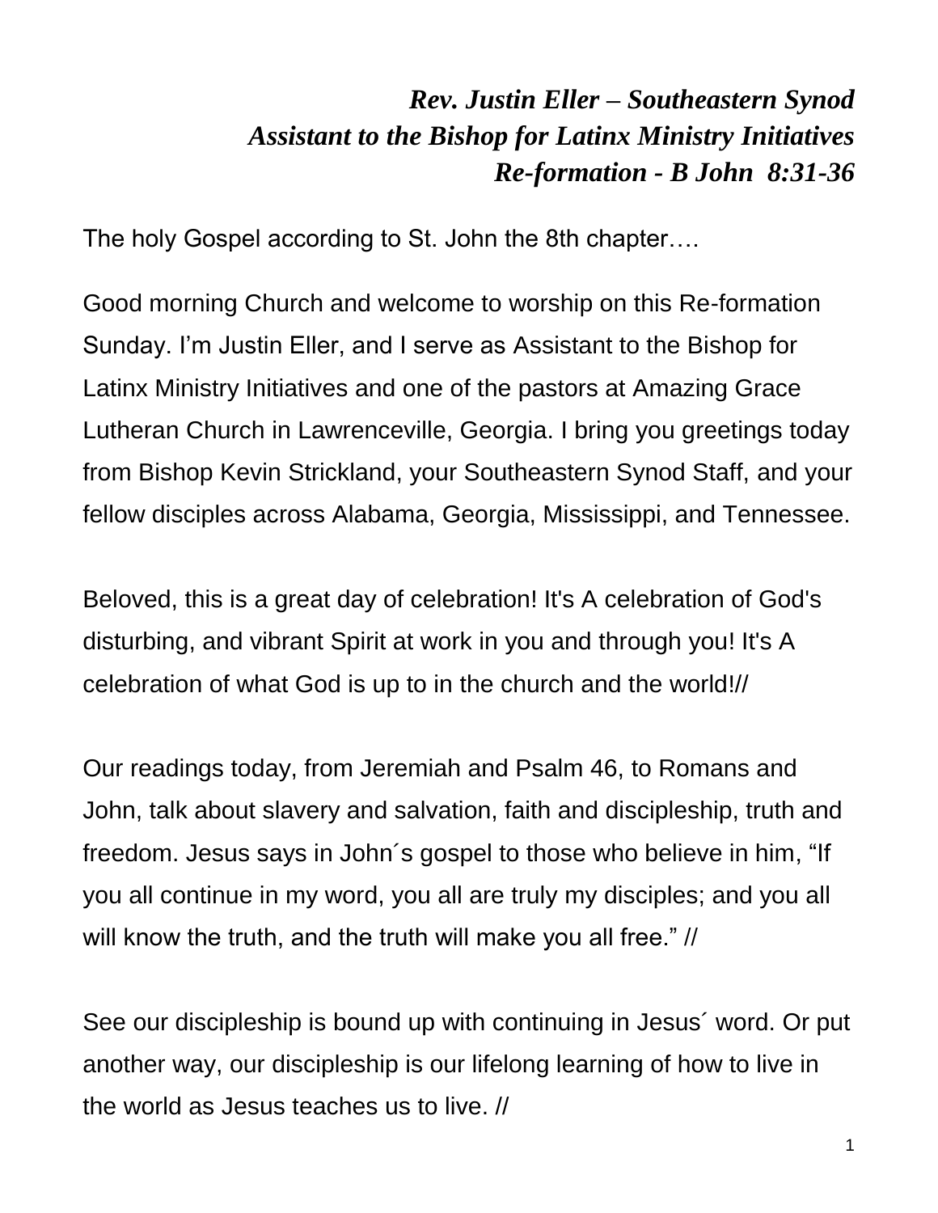***Rev. Justin Eller – Southeastern Synod***
***Assistant to the Bishop for Latinx Ministry Initiatives***
***Re-formation - B John 8:31-36***

The holy Gospel according to St. John the 8th chapter….

Good morning Church and welcome to worship on this Re-formation Sunday. I'm Justin Eller, and I serve as Assistant to the Bishop for Latinx Ministry Initiatives and one of the pastors at Amazing Grace Lutheran Church in Lawrenceville, Georgia. I bring you greetings today from Bishop Kevin Strickland, your Southeastern Synod Staff, and your fellow disciples across Alabama, Georgia, Mississippi, and Tennessee.

Beloved, this is a great day of celebration! It's A celebration of God's disturbing, and vibrant Spirit at work in you and through you! It's A celebration of what God is up to in the church and the world!//

Our readings today, from Jeremiah and Psalm 46, to Romans and John, talk about slavery and salvation, faith and discipleship, truth and freedom. Jesus says in John´s gospel to those who believe in him, "If you all continue in my word, you all are truly my disciples; and you all will know the truth, and the truth will make you all free." //

See our discipleship is bound up with continuing in Jesus´ word. Or put another way, our discipleship is our lifelong learning of how to live in the world as Jesus teaches us to live. //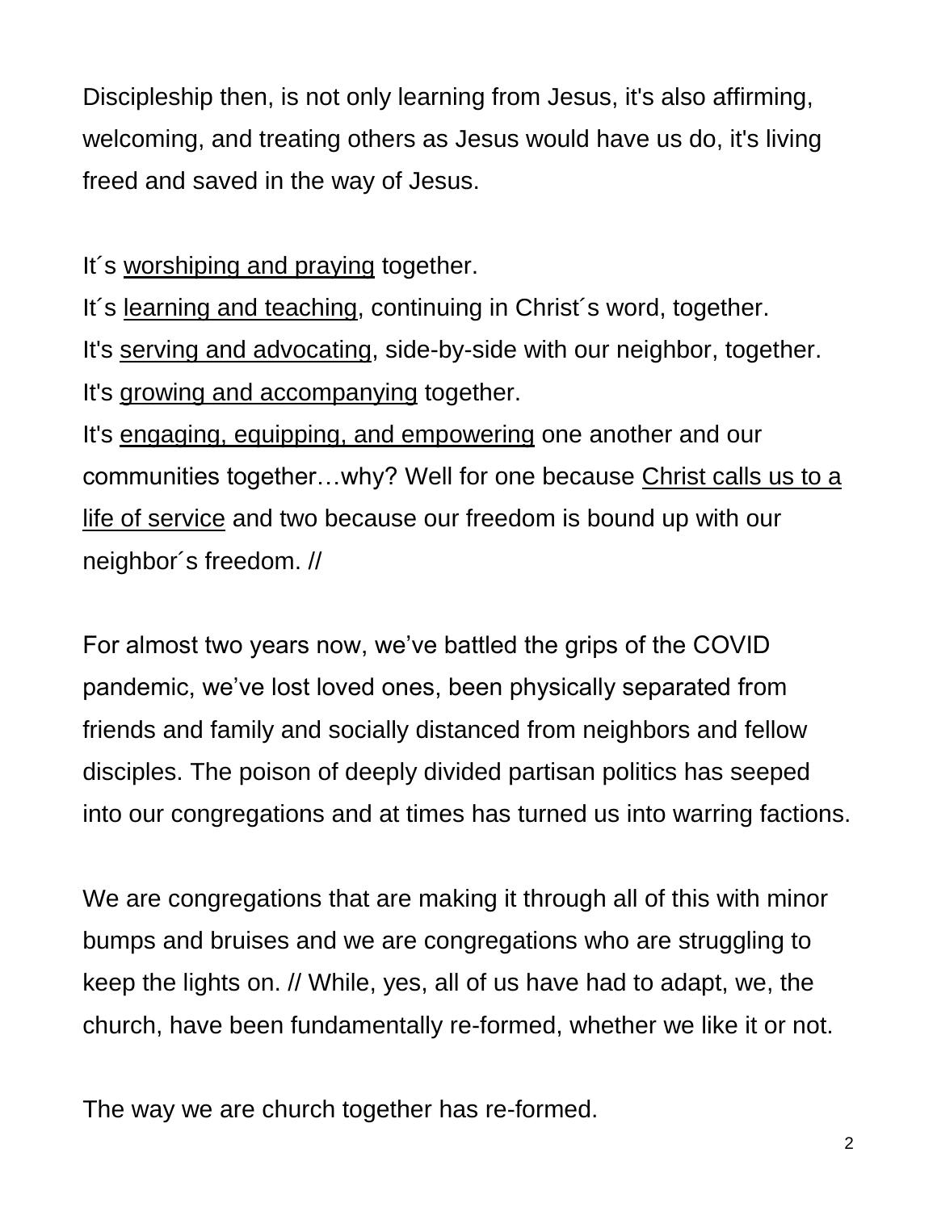Discipleship then, is not only learning from Jesus, it's also affirming, welcoming, and treating others as Jesus would have us do, it's living freed and saved in the way of Jesus.

It´s <u>worshiping and praying</u> together.
It´s <u>learning and teaching</u>, continuing in Christ´s word, together.
It's <u>serving and advocating</u>, side-by-side with our neighbor, together.
It's <u>growing and accompanying</u> together.
It's <u>engaging, equipping, and empowering</u> one another and our communities together…why? Well for one because <u>Christ calls us to a life of service</u> and two because our freedom is bound up with our neighbor´s freedom. //

For almost two years now, we've battled the grips of the COVID pandemic, we've lost loved ones, been physically separated from friends and family and socially distanced from neighbors and fellow disciples. The poison of deeply divided partisan politics has seeped into our congregations and at times has turned us into warring factions.

We are congregations that are making it through all of this with minor bumps and bruises and we are congregations who are struggling to keep the lights on. // While, yes, all of us have had to adapt, we, the church, have been fundamentally re-formed, whether we like it or not.

The way we are church together has re-formed.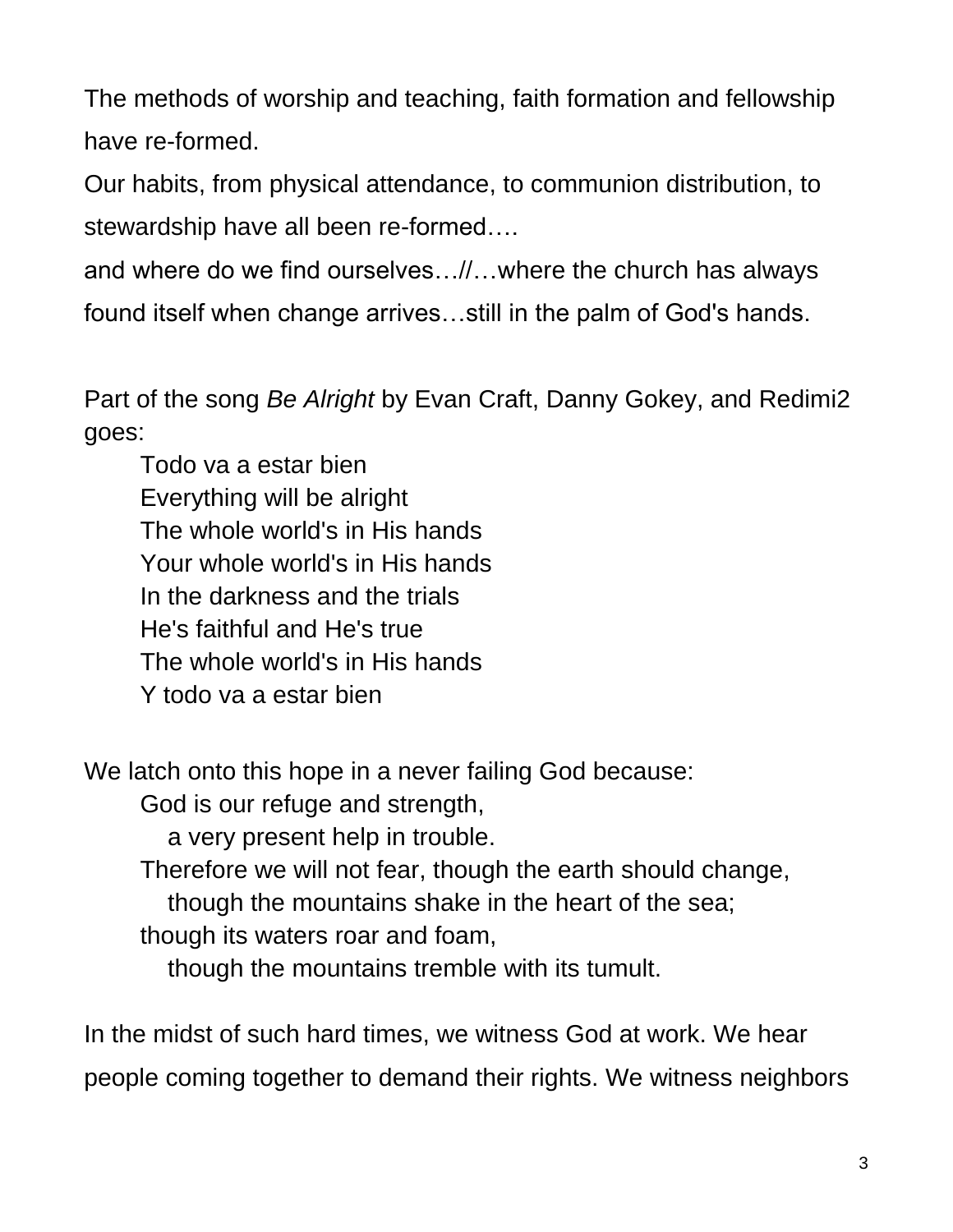The methods of worship and teaching, faith formation and fellowship have re-formed.

Our habits, from physical attendance, to communion distribution, to stewardship have all been re-formed….

and where do we find ourselves…//…where the church has always found itself when change arrives…still in the palm of God's hands.

Part of the song *Be Alright* by Evan Craft, Danny Gokey, and Redimi2 goes:

> Todo va a estar bien
> Everything will be alright
> The whole world's in His hands
> Your whole world's in His hands
> In the darkness and the trials
> He's faithful and He's true
> The whole world's in His hands
> Y todo va a estar bien

We latch onto this hope in a never failing God because:

> God is our refuge and strength,
> a very present help in trouble.
> Therefore we will not fear, though the earth should change,
> though the mountains shake in the heart of the sea;
> though its waters roar and foam,
> though the mountains tremble with its tumult.

In the midst of such hard times, we witness God at work. We hear people coming together to demand their rights. We witness neighbors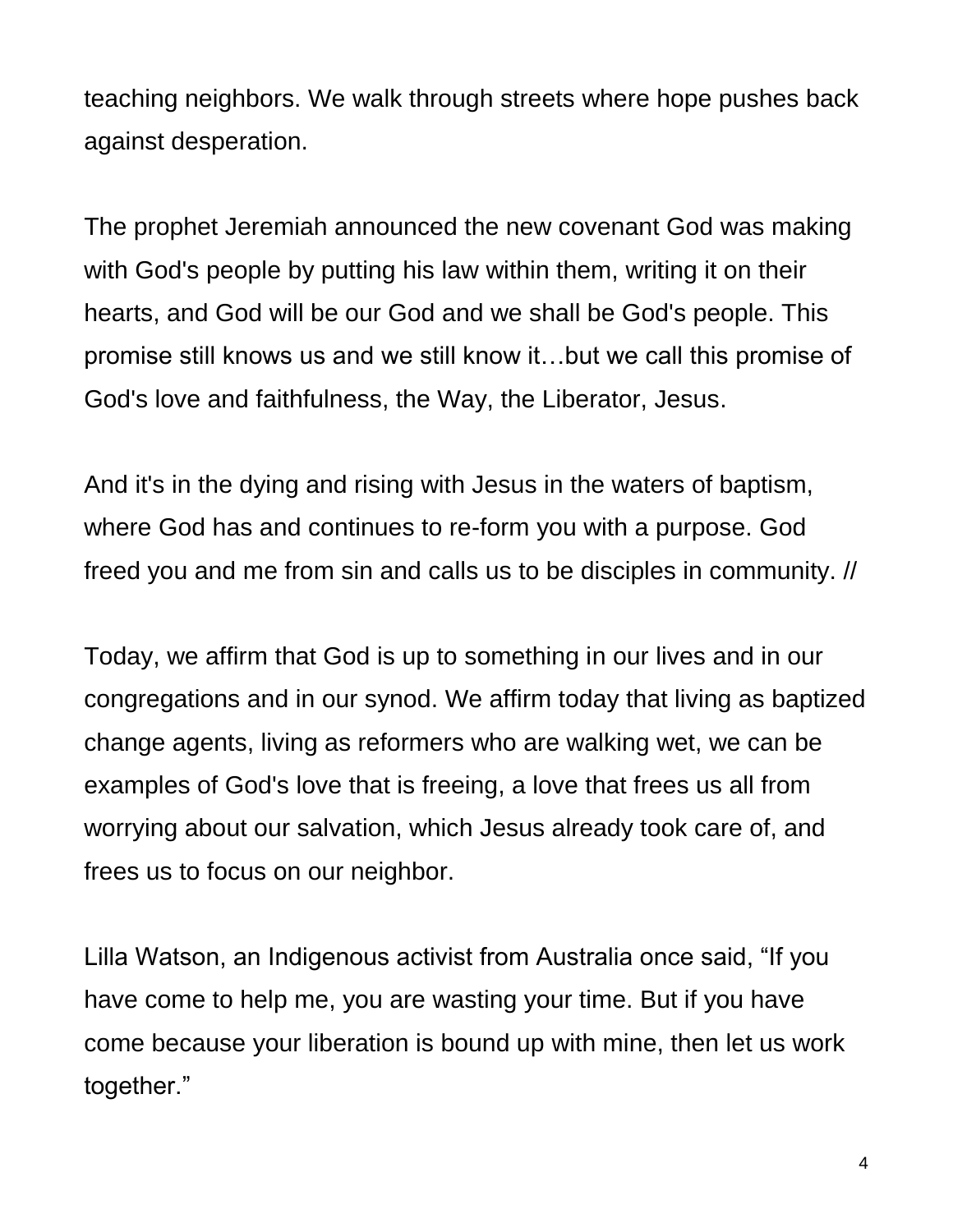teaching neighbors. We walk through streets where hope pushes back against desperation.

The prophet Jeremiah announced the new covenant God was making with God's people by putting his law within them, writing it on their hearts, and God will be our God and we shall be God's people. This promise still knows us and we still know it…but we call this promise of God's love and faithfulness, the Way, the Liberator, Jesus.

And it's in the dying and rising with Jesus in the waters of baptism, where God has and continues to re-form you with a purpose. God freed you and me from sin and calls us to be disciples in community. //

Today, we affirm that God is up to something in our lives and in our congregations and in our synod. We affirm today that living as baptized change agents, living as reformers who are walking wet, we can be examples of God's love that is freeing, a love that frees us all from worrying about our salvation, which Jesus already took care of, and frees us to focus on our neighbor.

Lilla Watson, an Indigenous activist from Australia once said, "If you have come to help me, you are wasting your time. But if you have come because your liberation is bound up with mine, then let us work together."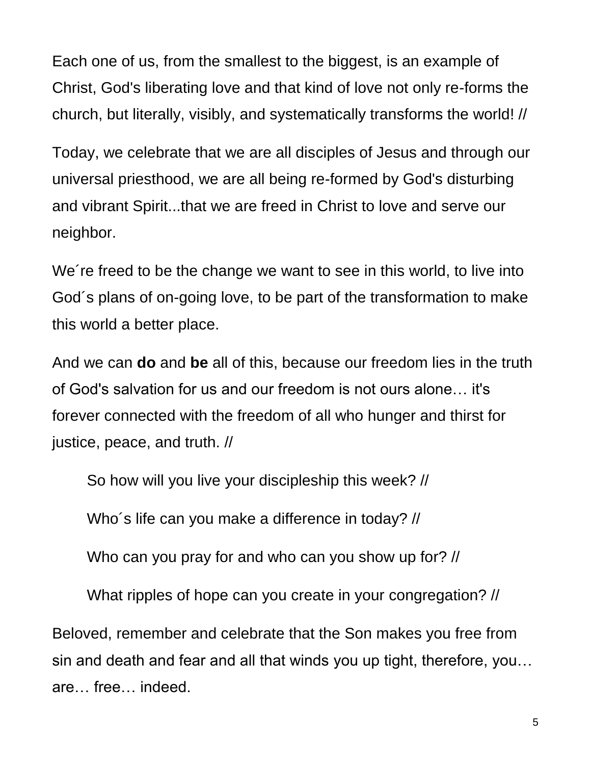Each one of us, from the smallest to the biggest, is an example of Christ, God's liberating love and that kind of love not only re-forms the church, but literally, visibly, and systematically transforms the world! //

Today, we celebrate that we are all disciples of Jesus and through our universal priesthood, we are all being re-formed by God's disturbing and vibrant Spirit...that we are freed in Christ to love and serve our neighbor.

We´re freed to be the change we want to see in this world, to live into God´s plans of on-going love, to be part of the transformation to make this world a better place.

And we can **do** and **be** all of this, because our freedom lies in the truth of God's salvation for us and our freedom is not ours alone… it's forever connected with the freedom of all who hunger and thirst for justice, peace, and truth. //

> So how will you live your discipleship this week? //
>
> Who´s life can you make a difference in today? //
>
> Who can you pray for and who can you show up for? //
>
> What ripples of hope can you create in your congregation? //

Beloved, remember and celebrate that the Son makes you free from sin and death and fear and all that winds you up tight, therefore, you… are… free… indeed.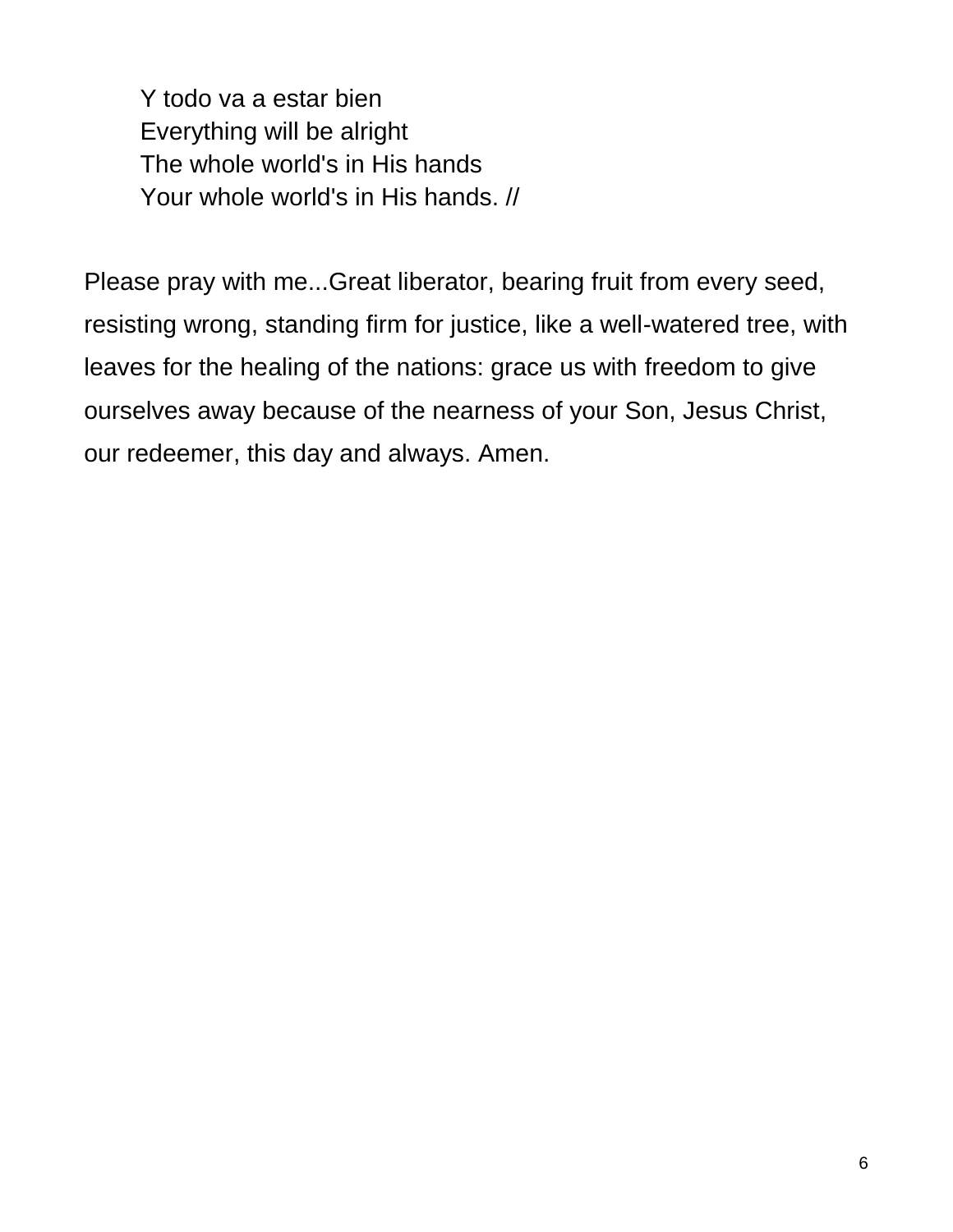Y todo va a estar bien
Everything will be alright
The whole world's in His hands
Your whole world's in His hands. //

Please pray with me...Great liberator, bearing fruit from every seed, resisting wrong, standing firm for justice, like a well-watered tree, with leaves for the healing of the nations: grace us with freedom to give ourselves away because of the nearness of your Son, Jesus Christ, our redeemer, this day and always. Amen.